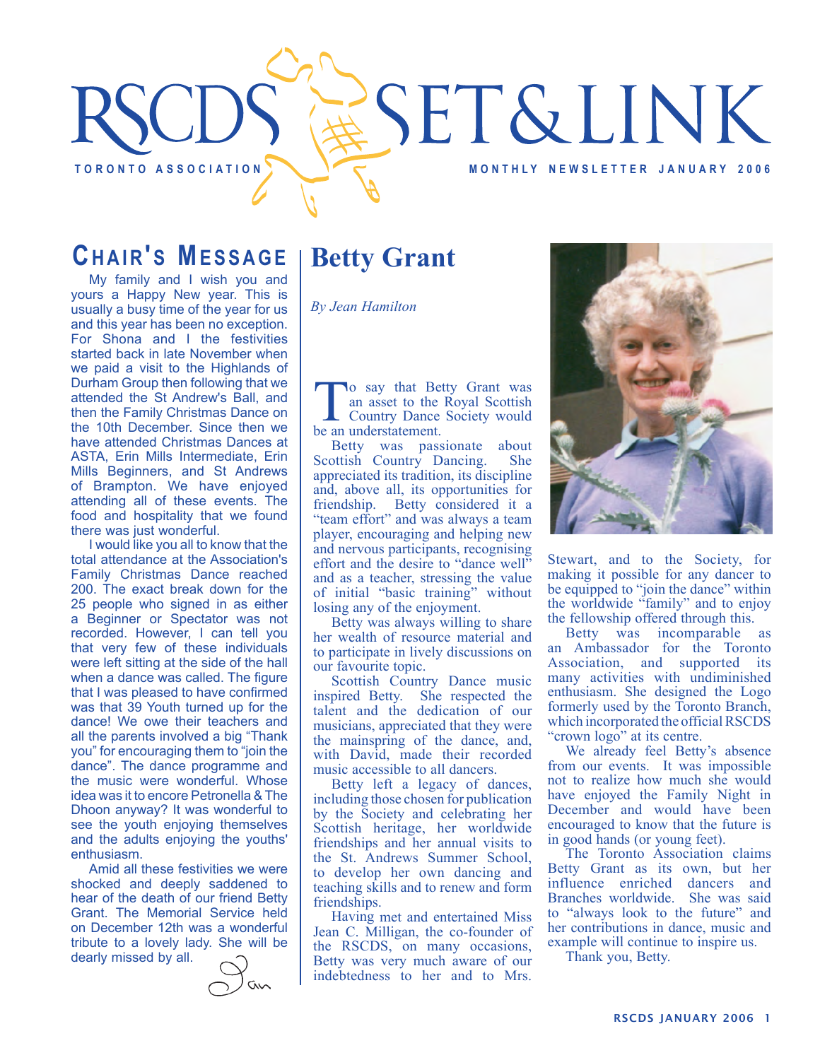# RSCDS SET & LINK

TORONTO ASSOCIATION — MONTHLY NEWSLETTER JANUARY 2006

## Chair's Message

My family and I wish you and yours a Happy New year. This is usually a busy time of the year for us and this year has been no exception. For Shona and I the festivities started back in late November when we paid a visit to the Highlands of Durham Group then following that we attended the St Andrew's Ball, and then the Family Christmas Dance on the 10th December. Since then we have attended Christmas Dances at ASTA, Erin Mills Intermediate, Erin Mills Beginners, and St Andrews of Brampton. We have enjoyed attending all of these events. The food and hospitality that we found there was just wonderful.

I would like you all to know that the total attendance at the Association's Family Christmas Dance reached 200. The exact break down for the 25 people who signed in as either a Beginner or Spectator was not recorded. However, I can tell you that very few of these individuals were left sitting at the side of the hall when a dance was called. The figure that I was pleased to have confirmed was that 39 Youth turned up for the dance! We owe their teachers and all the parents involved a big "Thank you" for encouraging them to "join the dance". The dance programme and the music were wonderful. Whose idea was it to encore Petronella & The Dhoon anyway? It was wonderful to see the youth enjoying themselves and the adults enjoying the youths' enthusiasm.

Amid all these festivities we were shocked and deeply saddened to hear of the death of our friend Betty Grant. The Memorial Service held on December 12th was a wonderful tribute to a lovely lady. She will be dearly missed by all.

Ian

## Betty Grant

*By Jean Hamilton*

To say that Betty Grant was an asset to the Royal Scottish Country Dance Society would be an understatement.

Betty was passionate about Scottish Country Dancing. She appreciated its tradition, its discipline and, above all, its opportunities for friendship. Betty considered it a "team effort" and was always a team player, encouraging and helping new and nervous participants, recognising effort and the desire to "dance well" and as a teacher, stressing the value of initial "basic training" without losing any of the enjoyment.

Betty was always willing to share her wealth of resource material and to participate in lively discussions on our favourite topic.

Scottish Country Dance music inspired Betty. She respected the talent and the dedication of our musicians, appreciated that they were the mainspring of the dance, and, with David, made their recorded music accessible to all dancers.

Betty left a legacy of dances, including those chosen for publication by the Society and celebrating her Scottish heritage, her worldwide friendships and her annual visits to the St. Andrews Summer School, to develop her own dancing and teaching skills and to renew and form friendships.

Having met and entertained Miss Jean C. Milligan, the co-founder of the RSCDS, on many occasions, Betty was very much aware of our indebtedness to her and to Mrs. Stewart, and to the Society, for making it possible for any dancer to be equipped to "join the dance" within the worldwide "family" and to enjoy the fellowship offered through this.

Betty was incomparable as an Ambassador for the Toronto Association, and supported its many activities with undiminished enthusiasm. She designed the Logo formerly used by the Toronto Branch, which incorporated the official RSCDS "crown logo" at its centre.

We already feel Betty's absence from our events. It was impossible not to realize how much she would have enjoyed the Family Night in December and would have been encouraged to know that the future is in good hands (or young feet).

The Toronto Association claims Betty Grant as its own, but her influence enriched dancers and Branches worldwide. She was said to "always look to the future" and her contributions in dance, music and example will continue to inspire us.

Thank you, Betty.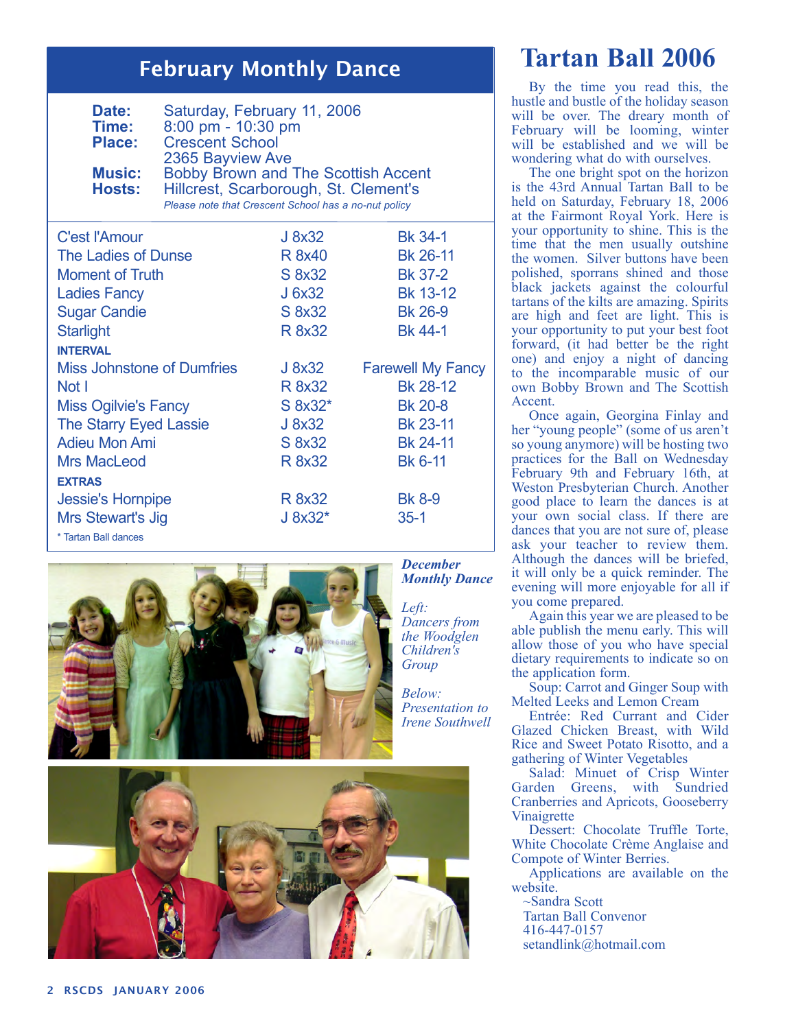## February Monthly Dance

**Date:** Saturday, February 11, 2006
**Time:** 8:00 pm - 10:30 pm
**Place:** Crescent School
2365 Bayview Ave
**Music:** Bobby Brown and The Scottish Accent
**Hosts:** Hillcrest, Scarborough, St. Clement's

*Please note that Crescent School has a no-nut policy*

| Dance | Type | Source |
|---|---|---|
| C'est l'Amour | J 8x32 | Bk 34-1 |
| The Ladies of Dunse | R 8x40 | Bk 26-11 |
| Moment of Truth | S 8x32 | Bk 37-2 |
| Ladies Fancy | J 6x32 | Bk 13-12 |
| Sugar Candie | S 8x32 | Bk 26-9 |
| Starlight | R 8x32 | Bk 44-1 |
| **INTERVAL** | | |
| Miss Johnstone of Dumfries | J 8x32 | Farewell My Fancy |
| Not I | R 8x32 | Bk 28-12 |
| Miss Ogilvie's Fancy | S 8x32* | Bk 20-8 |
| The Starry Eyed Lassie | J 8x32 | Bk 23-11 |
| Adieu Mon Ami | S 8x32 | Bk 24-11 |
| Mrs MacLeod | R 8x32 | Bk 6-11 |
| **EXTRAS** | | |
| Jessie's Hornpipe | R 8x32 | Bk 8-9 |
| Mrs Stewart's Jig | J 8x32* | 35-1 |

\* Tartan Ball dances

***December Monthly Dance***

*Left: Dancers from the Woodglen Children's Group*

*Below: Presentation to Irene Southwell*

# Tartan Ball 2006

By the time you read this, the hustle and bustle of the holiday season will be over. The dreary month of February will be looming, winter will be established and we will be wondering what do with ourselves.

The one bright spot on the horizon is the 43rd Annual Tartan Ball to be held on Saturday, February 18, 2006 at the Fairmont Royal York. Here is your opportunity to shine. This is the time that the men usually outshine the women. Silver buttons have been polished, sporrans shined and those black jackets against the colourful tartans of the kilts are amazing. Spirits are high and feet are light. This is your opportunity to put your best foot forward, (it had better be the right one) and enjoy a night of dancing to the incomparable music of our own Bobby Brown and The Scottish Accent.

Once again, Georgina Finlay and her "young people" (some of us aren't so young anymore) will be hosting two practices for the Ball on Wednesday February 9th and February 16th, at Weston Presbyterian Church. Another good place to learn the dances is at your own social class. If there are dances that you are not sure of, please ask your teacher to review them. Although the dances will be briefed, it will only be a quick reminder. The evening will more enjoyable for all if you come prepared.

Again this year we are pleased to be able publish the menu early. This will allow those of you who have special dietary requirements to indicate so on the application form.

Soup: Carrot and Ginger Soup with Melted Leeks and Lemon Cream

Entrée: Red Currant and Cider Glazed Chicken Breast, with Wild Rice and Sweet Potato Risotto, and a gathering of Winter Vegetables

Salad: Minuet of Crisp Winter Garden Greens, with Sundried Cranberries and Apricots, Gooseberry Vinaigrette

Dessert: Chocolate Truffle Torte, White Chocolate Crème Anglaise and Compote of Winter Berries.

Applications are available on the website.

~Sandra Scott
Tartan Ball Convenor
416-447-0157
setandlink@hotmail.com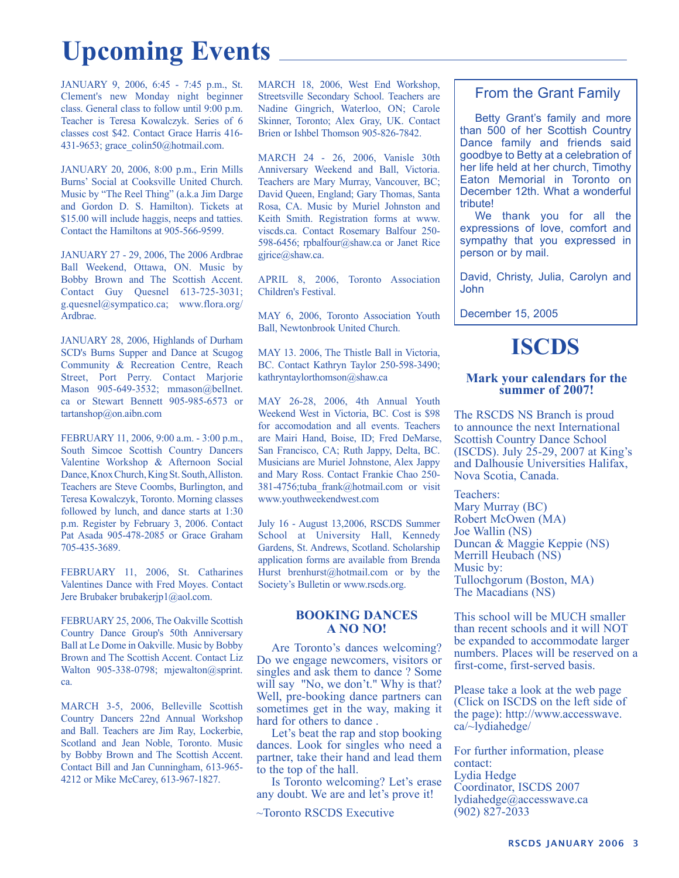# Upcoming Events

JANUARY 9, 2006, 6:45 - 7:45 p.m., St. Clement's new Monday night beginner class. General class to follow until 9:00 p.m. Teacher is Teresa Kowalczyk. Series of 6 classes cost $42. Contact Grace Harris 416-431-9653; grace_colin50@hotmail.com.

JANUARY 20, 2006, 8:00 p.m., Erin Mills Burns' Social at Cooksville United Church. Music by "The Reel Thing" (a.k.a Jim Darge and Gordon D. S. Hamilton). Tickets at $15.00 will include haggis, neeps and tatties. Contact the Hamiltons at 905-566-9599.

JANUARY 27 - 29, 2006, The 2006 Ardbrae Ball Weekend, Ottawa, ON. Music by Bobby Brown and The Scottish Accent. Contact Guy Quesnel 613-725-3031; g.quesnel@sympatico.ca; www.flora.org/Ardbrae.

JANUARY 28, 2006, Highlands of Durham SCD's Burns Supper and Dance at Scugog Community & Recreation Centre, Reach Street, Port Perry. Contact Marjorie Mason 905-649-3532; mmason@bellnet.ca or Stewart Bennett 905-985-6573 or tartanshop@on.aibn.com

FEBRUARY 11, 2006, 9:00 a.m. - 3:00 p.m., South Simcoe Scottish Country Dancers Valentine Workshop & Afternoon Social Dance, Knox Church, King St. South, Alliston. Teachers are Steve Coombs, Burlington, and Teresa Kowalczyk, Toronto. Morning classes followed by lunch, and dance starts at 1:30 p.m. Register by February 3, 2006. Contact Pat Asada 905-478-2085 or Grace Graham 705-435-3689.

FEBRUARY 11, 2006, St. Catharines Valentines Dance with Fred Moyes. Contact Jere Brubaker brubakerjp1@aol.com.

FEBRUARY 25, 2006, The Oakville Scottish Country Dance Group's 50th Anniversary Ball at Le Dome in Oakville. Music by Bobby Brown and The Scottish Accent. Contact Liz Walton 905-338-0798; mjewalton@sprint.ca.

MARCH 3-5, 2006, Belleville Scottish Country Dancers 22nd Annual Workshop and Ball. Teachers are Jim Ray, Lockerbie, Scotland and Jean Noble, Toronto. Music by Bobby Brown and The Scottish Accent. Contact Bill and Jan Cunningham, 613-965-4212 or Mike McCarey, 613-967-1827.

MARCH 18, 2006, West End Workshop, Streetsville Secondary School. Teachers are Nadine Gingrich, Waterloo, ON; Carole Skinner, Toronto; Alex Gray, UK. Contact Brien or Ishbel Thomson 905-826-7842.

MARCH 24 - 26, 2006, Vanisle 30th Anniversary Weekend and Ball, Victoria. Teachers are Mary Murray, Vancouver, BC; David Queen, England; Gary Thomas, Santa Rosa, CA. Music by Muriel Johnston and Keith Smith. Registration forms at www.viscds.ca. Contact Rosemary Balfour 250-598-6456; rpbalfour@shaw.ca or Janet Rice gjrice@shaw.ca.

APRIL 8, 2006, Toronto Association Children's Festival.

MAY 6, 2006, Toronto Association Youth Ball, Newtonbrook United Church.

MAY 13. 2006, The Thistle Ball in Victoria, BC. Contact Kathryn Taylor 250-598-3490; kathryntaylorthomson@shaw.ca

MAY 26-28, 2006, 4th Annual Youth Weekend West in Victoria, BC. Cost is $98 for accomodation and all events. Teachers are Mairi Hand, Boise, ID; Fred DeMarse, San Francisco, CA; Ruth Jappy, Delta, BC. Musicians are Muriel Johnstone, Alex Jappy and Mary Ross. Contact Frankie Chao 250-381-4756;tuba_frank@hotmail.com or visit www.youthweekendwest.com

July 16 - August 13,2006, RSCDS Summer School at University Hall, Kennedy Gardens, St. Andrews, Scotland. Scholarship application forms are available from Brenda Hurst brenhurst@hotmail.com or by the Society's Bulletin or www.rscds.org.

### BOOKING DANCES A NO NO!

Are Toronto's dances welcoming? Do we engage newcomers, visitors or singles and ask them to dance ? Some will say "No, we don't." Why is that? Well, pre-booking dance partners can sometimes get in the way, making it hard for others to dance .

Let's beat the rap and stop booking dances. Look for singles who need a partner, take their hand and lead them to the top of the hall.

Is Toronto welcoming? Let's erase any doubt. We are and let's prove it!

~Toronto RSCDS Executive

## From the Grant Family

Betty Grant's family and more than 500 of her Scottish Country Dance family and friends said goodbye to Betty at a celebration of her life held at her church, Timothy Eaton Memorial in Toronto on December 12th. What a wonderful tribute!

We thank you for all the expressions of love, comfort and sympathy that you expressed in person or by mail.

David, Christy, Julia, Carolyn and John

December 15, 2005

# ISCDS

### Mark your calendars for the summer of 2007!

The RSCDS NS Branch is proud to announce the next International Scottish Country Dance School (ISCDS). July 25-29, 2007 at King's and Dalhousie Universities Halifax, Nova Scotia, Canada.

Teachers:
Mary Murray (BC)
Robert McOwen (MA)
Joe Wallin (NS)
Duncan & Maggie Keppie (NS)
Merrill Heubach (NS)
Music by:
Tullochgorum (Boston, MA)
The Macadians (NS)

This school will be MUCH smaller than recent schools and it will NOT be expanded to accommodate larger numbers. Places will be reserved on a first-come, first-served basis.

Please take a look at the web page (Click on ISCDS on the left side of the page): http://www.accesswave.ca/~lydiahedge/

For further information, please contact:
Lydia Hedge
Coordinator, ISCDS 2007
lydiahedge@accesswave.ca
(902) 827-2033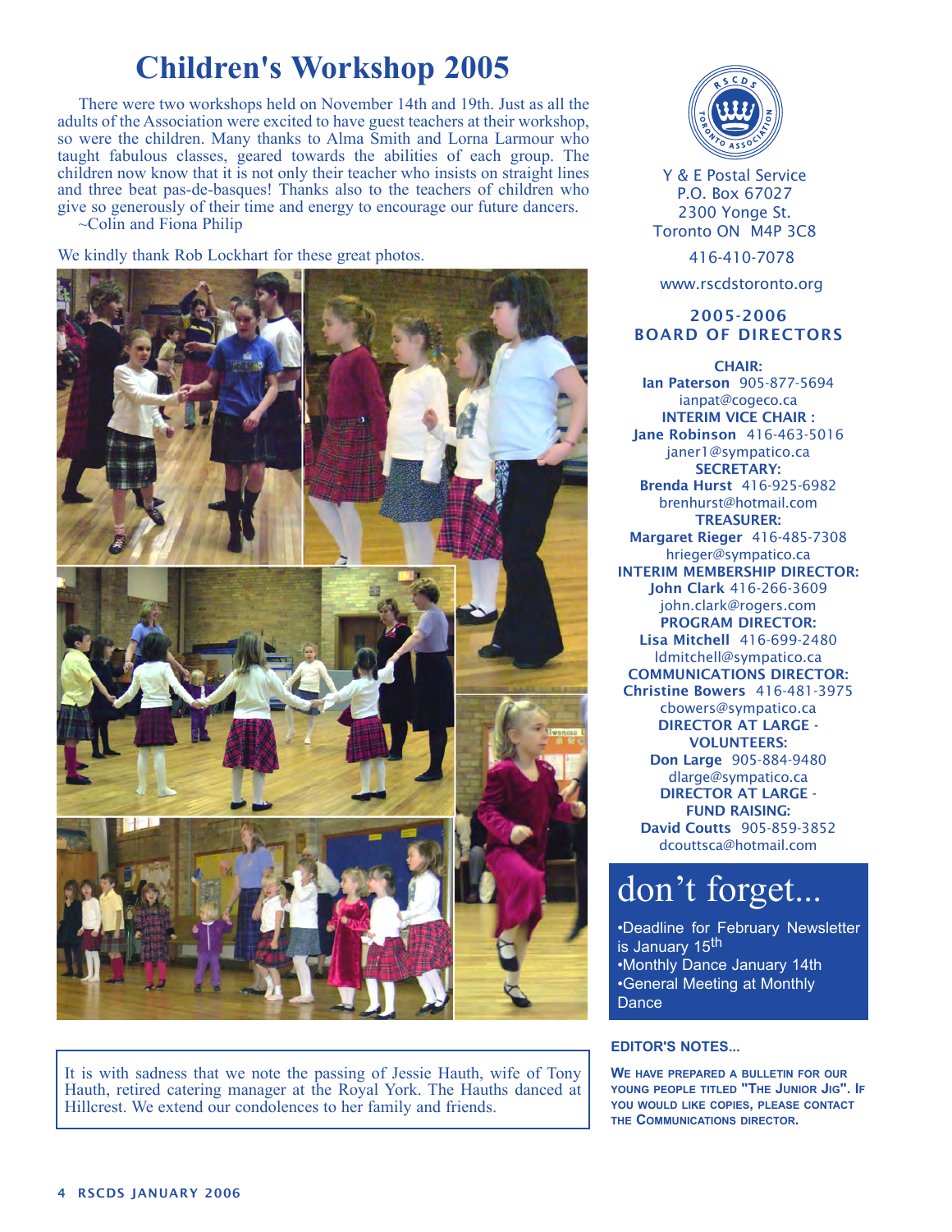# Children's Workshop 2005

There were two workshops held on November 14th and 19th. Just as all the adults of the Association were excited to have guest teachers at their workshop, so were the children. Many thanks to Alma Smith and Lorna Larmour who taught fabulous classes, geared towards the abilities of each group. The children now know that it is not only their teacher who insists on straight lines and three beat pas-de-basques! Thanks also to the teachers of children who give so generously of their time and energy to encourage our future dancers.

~Colin and Fiona Philip

We kindly thank Rob Lockhart for these great photos.

It is with sadness that we note the passing of Jessie Hauth, wife of Tony Hauth, retired catering manager at the Royal York. The Hauths danced at Hillcrest. We extend our condolences to her family and friends.

Y & E Postal Service
P.O. Box 67027
2300 Yonge St.
Toronto ON M4P 3C8

416-410-7078

www.rscdstoronto.org

## 2005-2006 BOARD OF DIRECTORS

**CHAIR:**
**Ian Paterson** 905-877-5694
ianpat@cogeco.ca

**INTERIM VICE CHAIR :**
**Jane Robinson** 416-463-5016
janer1@sympatico.ca

**SECRETARY:**
**Brenda Hurst** 416-925-6982
brenhurst@hotmail.com

**TREASURER:**
**Margaret Rieger** 416-485-7308
hrieger@sympatico.ca

**INTERIM MEMBERSHIP DIRECTOR:**
**John Clark** 416-266-3609
john.clark@rogers.com

**PROGRAM DIRECTOR:**
**Lisa Mitchell** 416-699-2480
ldmitchell@sympatico.ca

**COMMUNICATIONS DIRECTOR:**
**Christine Bowers** 416-481-3975
cbowers@sympatico.ca

**DIRECTOR AT LARGE - VOLUNTEERS:**
**Don Large** 905-884-9480
dlarge@sympatico.ca

**DIRECTOR AT LARGE - FUND RAISING:**
**David Coutts** 905-859-3852
dcouttsca@hotmail.com

## don't forget...

- Deadline for February Newsletter is January 15th
- Monthly Dance January 14th
- General Meeting at Monthly Dance

**EDITOR'S NOTES...**

**We have prepared a bulletin for our young people titled "The Junior Jig". If you would like copies, please contact the Communications director.**